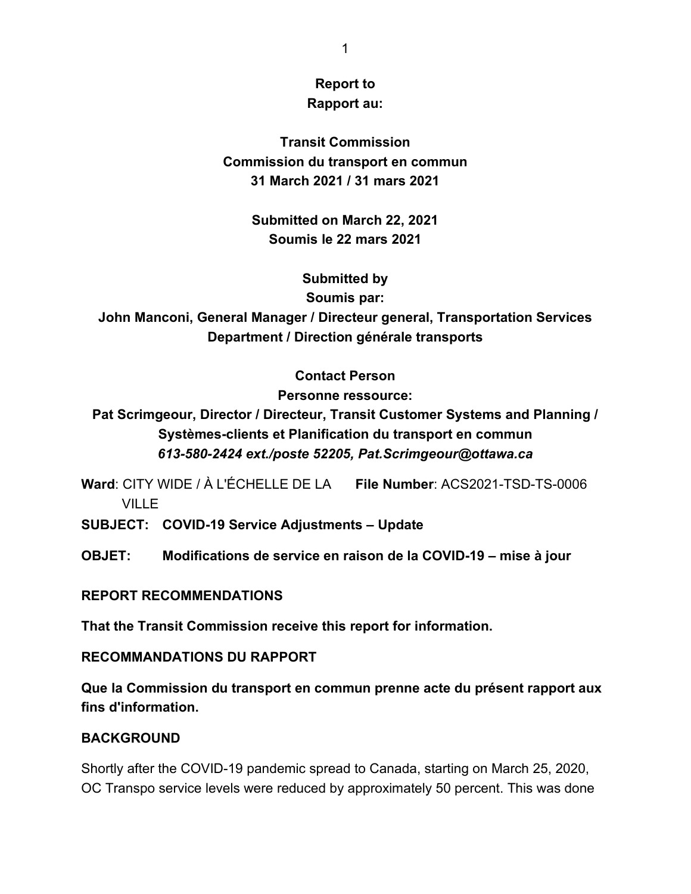**Report to**
**Rapport au:**

**Transit Commission**
**Commission du transport en commun**
**31 March 2021 / 31 mars 2021**

**Submitted on March 22, 2021**
**Soumis le 22 mars 2021**

**Submitted by**
**Soumis par:**
**John Manconi, General Manager / Directeur general, Transportation Services Department / Direction générale transports**

**Contact Person**
**Personne ressource:**
**Pat Scrimgeour, Director / Directeur, Transit Customer Systems and Planning / Systèmes-clients et Planification du transport en commun**
***613-580-2424 ext./poste 52205, Pat.Scrimgeour@ottawa.ca***

**Ward**: CITY WIDE / À L'ÉCHELLE DE LA VILLE **File Number**: ACS2021-TSD-TS-0006

**SUBJECT: COVID-19 Service Adjustments – Update**

**OBJET: Modifications de service en raison de la COVID-19 – mise à jour**

**REPORT RECOMMENDATIONS**

**That the Transit Commission receive this report for information.**

**RECOMMANDATIONS DU RAPPORT**

**Que la Commission du transport en commun prenne acte du présent rapport aux fins d'information.**

**BACKGROUND**

Shortly after the COVID-19 pandemic spread to Canada, starting on March 25, 2020, OC Transpo service levels were reduced by approximately 50 percent. This was done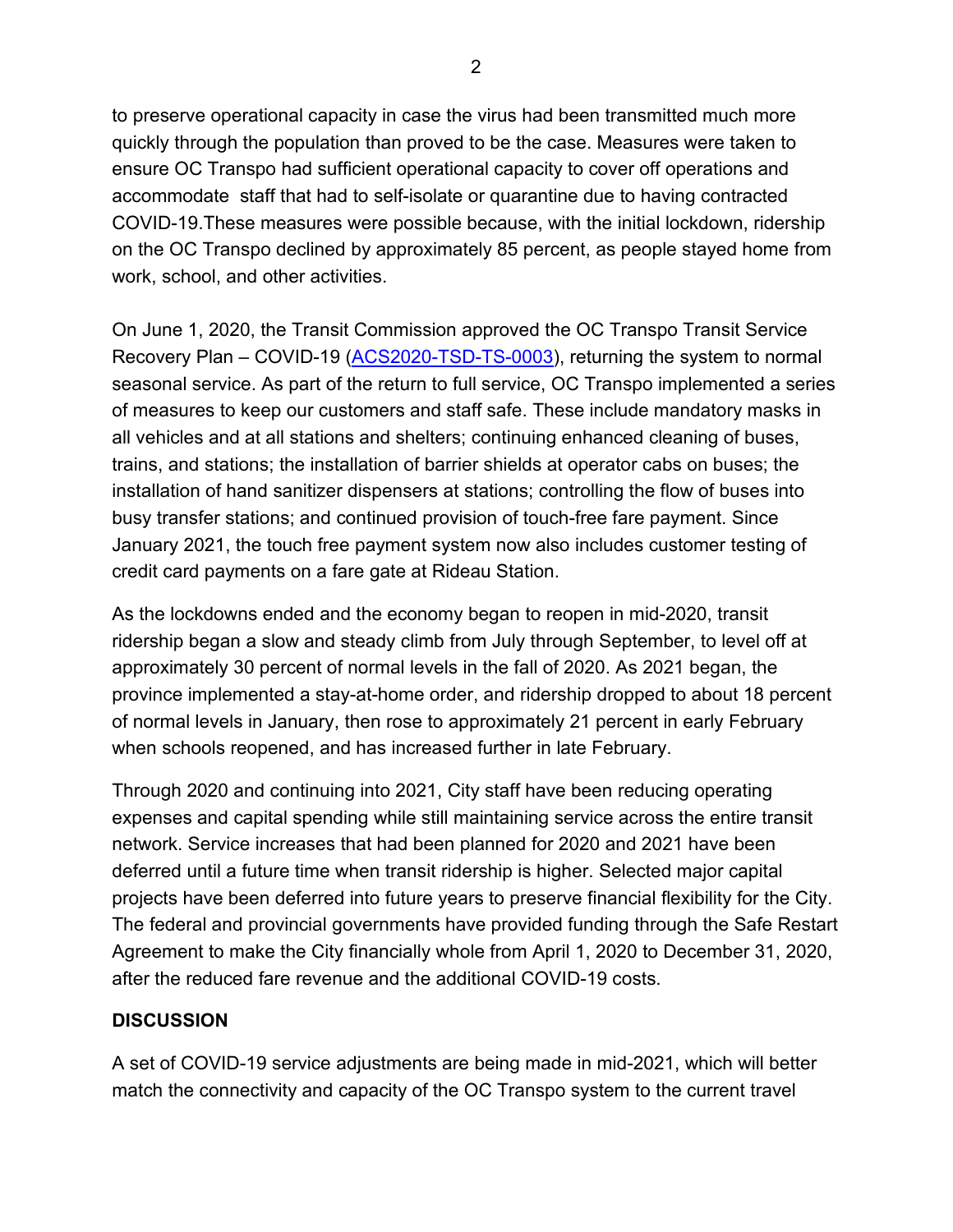to preserve operational capacity in case the virus had been transmitted much more quickly through the population than proved to be the case. Measures were taken to ensure OC Transpo had sufficient operational capacity to cover off operations and accommodate staff that had to self-isolate or quarantine due to having contracted COVID-19.These measures were possible because, with the initial lockdown, ridership on the OC Transpo declined by approximately 85 percent, as people stayed home from work, school, and other activities.

On June 1, 2020, the Transit Commission approved the OC Transpo Transit Service Recovery Plan – COVID-19 (ACS2020-TSD-TS-0003), returning the system to normal seasonal service. As part of the return to full service, OC Transpo implemented a series of measures to keep our customers and staff safe. These include mandatory masks in all vehicles and at all stations and shelters; continuing enhanced cleaning of buses, trains, and stations; the installation of barrier shields at operator cabs on buses; the installation of hand sanitizer dispensers at stations; controlling the flow of buses into busy transfer stations; and continued provision of touch-free fare payment. Since January 2021, the touch free payment system now also includes customer testing of credit card payments on a fare gate at Rideau Station.

As the lockdowns ended and the economy began to reopen in mid-2020, transit ridership began a slow and steady climb from July through September, to level off at approximately 30 percent of normal levels in the fall of 2020. As 2021 began, the province implemented a stay-at-home order, and ridership dropped to about 18 percent of normal levels in January, then rose to approximately 21 percent in early February when schools reopened, and has increased further in late February.

Through 2020 and continuing into 2021, City staff have been reducing operating expenses and capital spending while still maintaining service across the entire transit network. Service increases that had been planned for 2020 and 2021 have been deferred until a future time when transit ridership is higher. Selected major capital projects have been deferred into future years to preserve financial flexibility for the City. The federal and provincial governments have provided funding through the Safe Restart Agreement to make the City financially whole from April 1, 2020 to December 31, 2020, after the reduced fare revenue and the additional COVID-19 costs.

## DISCUSSION

A set of COVID-19 service adjustments are being made in mid-2021, which will better match the connectivity and capacity of the OC Transpo system to the current travel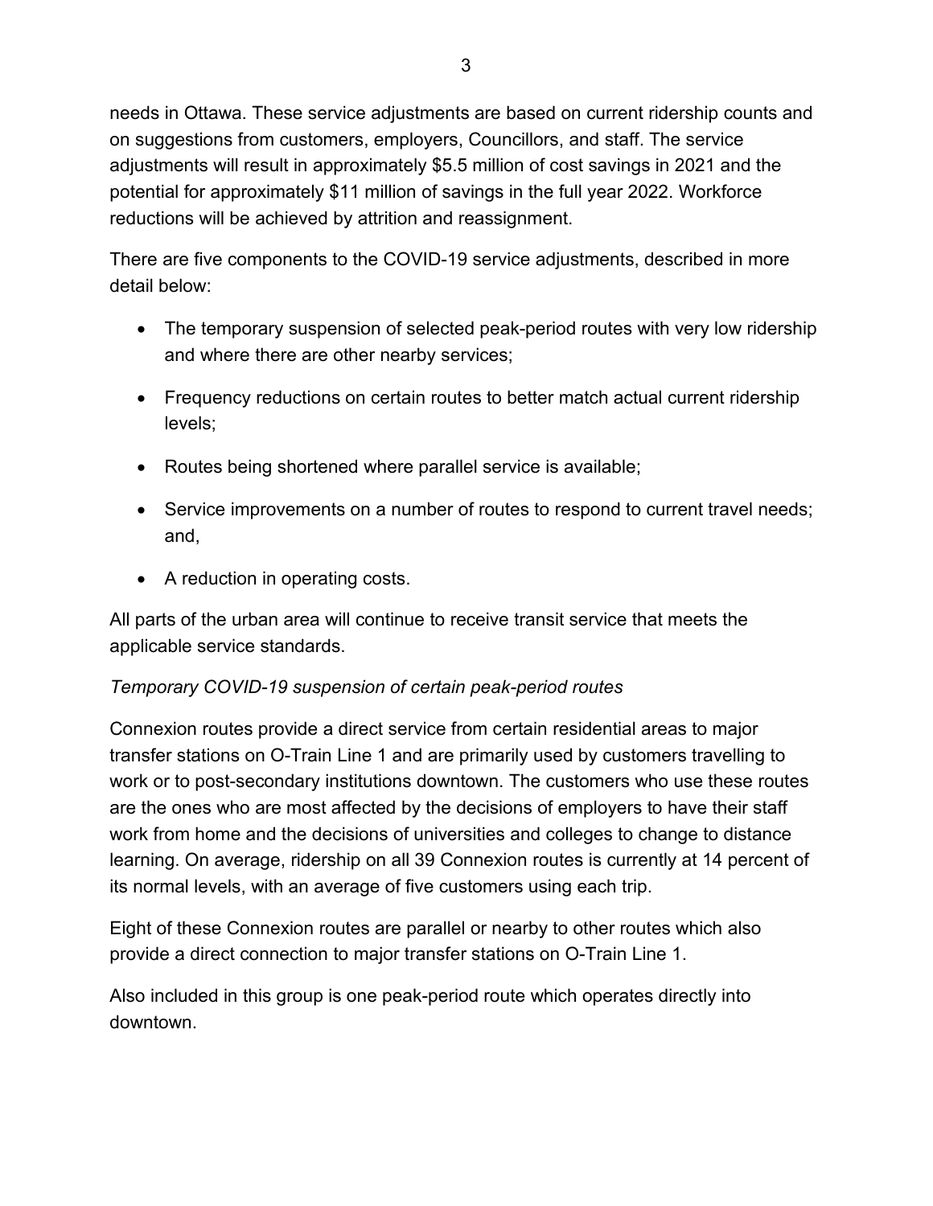needs in Ottawa. These service adjustments are based on current ridership counts and on suggestions from customers, employers, Councillors, and staff. The service adjustments will result in approximately $5.5 million of cost savings in 2021 and the potential for approximately $11 million of savings in the full year 2022. Workforce reductions will be achieved by attrition and reassignment.

There are five components to the COVID-19 service adjustments, described in more detail below:

- The temporary suspension of selected peak-period routes with very low ridership and where there are other nearby services;
- Frequency reductions on certain routes to better match actual current ridership levels;
- Routes being shortened where parallel service is available;
- Service improvements on a number of routes to respond to current travel needs; and,
- A reduction in operating costs.

All parts of the urban area will continue to receive transit service that meets the applicable service standards.

*Temporary COVID-19 suspension of certain peak-period routes*

Connexion routes provide a direct service from certain residential areas to major transfer stations on O-Train Line 1 and are primarily used by customers travelling to work or to post-secondary institutions downtown. The customers who use these routes are the ones who are most affected by the decisions of employers to have their staff work from home and the decisions of universities and colleges to change to distance learning. On average, ridership on all 39 Connexion routes is currently at 14 percent of its normal levels, with an average of five customers using each trip.

Eight of these Connexion routes are parallel or nearby to other routes which also provide a direct connection to major transfer stations on O-Train Line 1.

Also included in this group is one peak-period route which operates directly into downtown.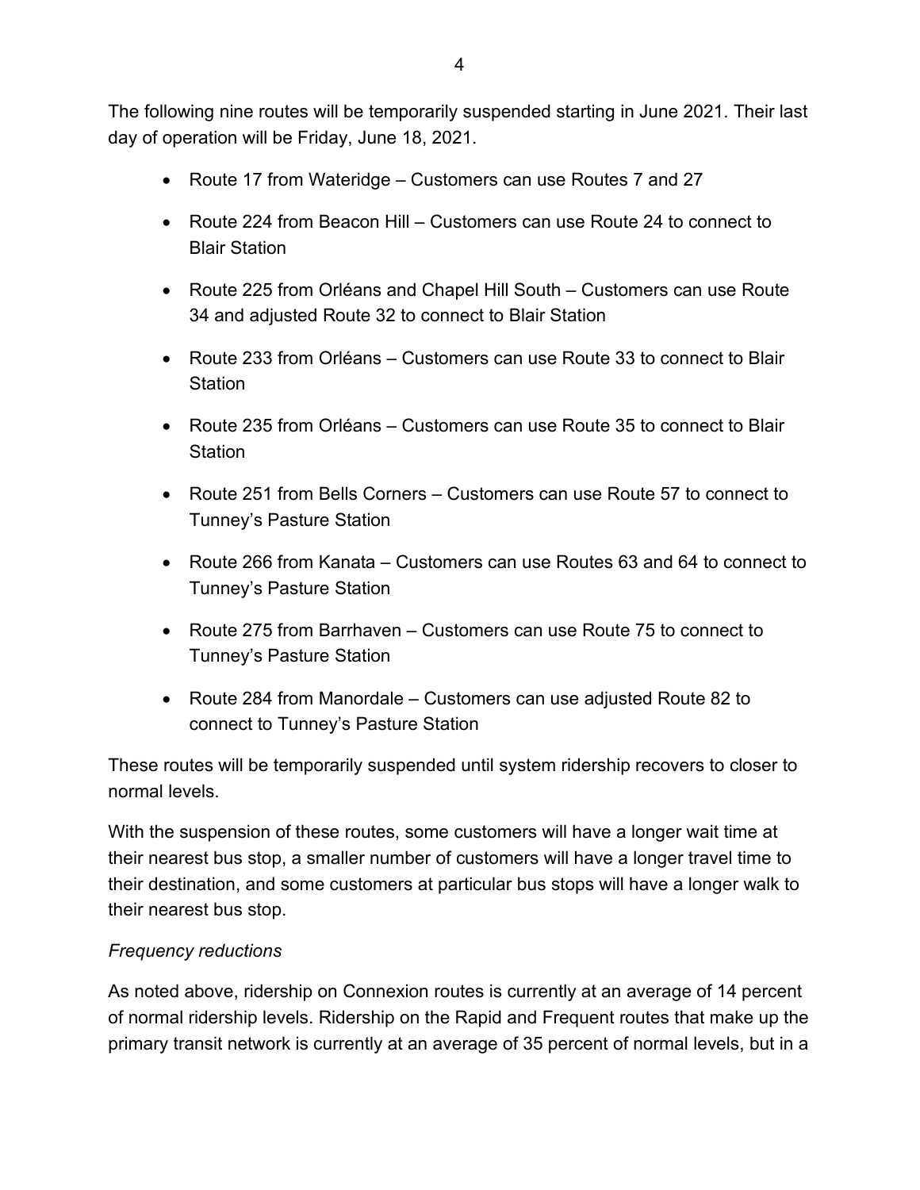The following nine routes will be temporarily suspended starting in June 2021. Their last day of operation will be Friday, June 18, 2021.

- Route 17 from Wateridge – Customers can use Routes 7 and 27
- Route 224 from Beacon Hill – Customers can use Route 24 to connect to Blair Station
- Route 225 from Orléans and Chapel Hill South – Customers can use Route 34 and adjusted Route 32 to connect to Blair Station
- Route 233 from Orléans – Customers can use Route 33 to connect to Blair Station
- Route 235 from Orléans – Customers can use Route 35 to connect to Blair Station
- Route 251 from Bells Corners – Customers can use Route 57 to connect to Tunney's Pasture Station
- Route 266 from Kanata – Customers can use Routes 63 and 64 to connect to Tunney's Pasture Station
- Route 275 from Barrhaven – Customers can use Route 75 to connect to Tunney's Pasture Station
- Route 284 from Manordale – Customers can use adjusted Route 82 to connect to Tunney's Pasture Station

These routes will be temporarily suspended until system ridership recovers to closer to normal levels.

With the suspension of these routes, some customers will have a longer wait time at their nearest bus stop, a smaller number of customers will have a longer travel time to their destination, and some customers at particular bus stops will have a longer walk to their nearest bus stop.

*Frequency reductions*

As noted above, ridership on Connexion routes is currently at an average of 14 percent of normal ridership levels. Ridership on the Rapid and Frequent routes that make up the primary transit network is currently at an average of 35 percent of normal levels, but in a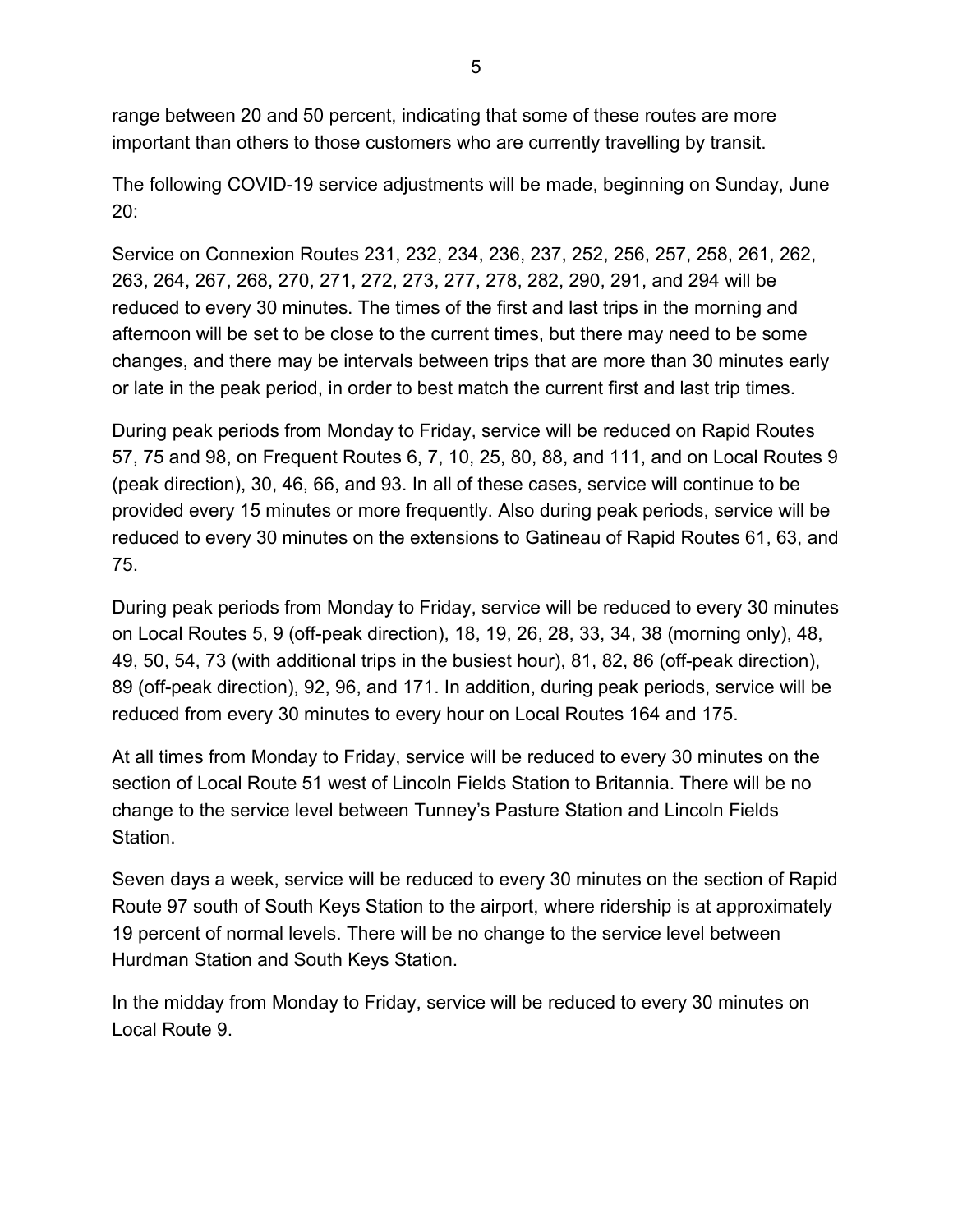range between 20 and 50 percent, indicating that some of these routes are more important than others to those customers who are currently travelling by transit.

The following COVID-19 service adjustments will be made, beginning on Sunday, June 20:

Service on Connexion Routes 231, 232, 234, 236, 237, 252, 256, 257, 258, 261, 262, 263, 264, 267, 268, 270, 271, 272, 273, 277, 278, 282, 290, 291, and 294 will be reduced to every 30 minutes. The times of the first and last trips in the morning and afternoon will be set to be close to the current times, but there may need to be some changes, and there may be intervals between trips that are more than 30 minutes early or late in the peak period, in order to best match the current first and last trip times.

During peak periods from Monday to Friday, service will be reduced on Rapid Routes 57, 75 and 98, on Frequent Routes 6, 7, 10, 25, 80, 88, and 111, and on Local Routes 9 (peak direction), 30, 46, 66, and 93. In all of these cases, service will continue to be provided every 15 minutes or more frequently. Also during peak periods, service will be reduced to every 30 minutes on the extensions to Gatineau of Rapid Routes 61, 63, and 75.

During peak periods from Monday to Friday, service will be reduced to every 30 minutes on Local Routes 5, 9 (off-peak direction), 18, 19, 26, 28, 33, 34, 38 (morning only), 48, 49, 50, 54, 73 (with additional trips in the busiest hour), 81, 82, 86 (off-peak direction), 89 (off-peak direction), 92, 96, and 171. In addition, during peak periods, service will be reduced from every 30 minutes to every hour on Local Routes 164 and 175.

At all times from Monday to Friday, service will be reduced to every 30 minutes on the section of Local Route 51 west of Lincoln Fields Station to Britannia. There will be no change to the service level between Tunney's Pasture Station and Lincoln Fields Station.

Seven days a week, service will be reduced to every 30 minutes on the section of Rapid Route 97 south of South Keys Station to the airport, where ridership is at approximately 19 percent of normal levels. There will be no change to the service level between Hurdman Station and South Keys Station.

In the midday from Monday to Friday, service will be reduced to every 30 minutes on Local Route 9.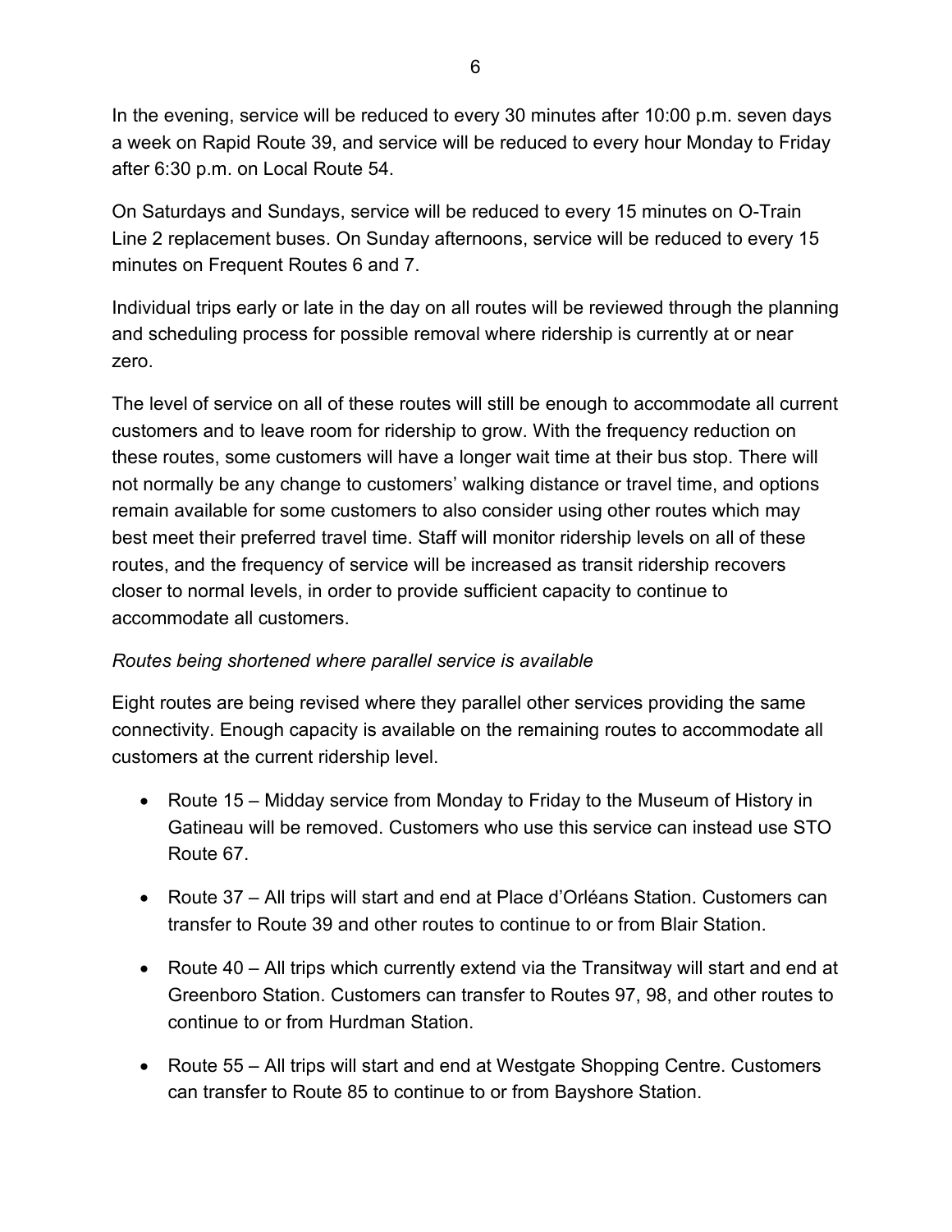In the evening, service will be reduced to every 30 minutes after 10:00 p.m. seven days a week on Rapid Route 39, and service will be reduced to every hour Monday to Friday after 6:30 p.m. on Local Route 54.

On Saturdays and Sundays, service will be reduced to every 15 minutes on O-Train Line 2 replacement buses. On Sunday afternoons, service will be reduced to every 15 minutes on Frequent Routes 6 and 7.

Individual trips early or late in the day on all routes will be reviewed through the planning and scheduling process for possible removal where ridership is currently at or near zero.

The level of service on all of these routes will still be enough to accommodate all current customers and to leave room for ridership to grow. With the frequency reduction on these routes, some customers will have a longer wait time at their bus stop. There will not normally be any change to customers' walking distance or travel time, and options remain available for some customers to also consider using other routes which may best meet their preferred travel time. Staff will monitor ridership levels on all of these routes, and the frequency of service will be increased as transit ridership recovers closer to normal levels, in order to provide sufficient capacity to continue to accommodate all customers.

*Routes being shortened where parallel service is available*

Eight routes are being revised where they parallel other services providing the same connectivity. Enough capacity is available on the remaining routes to accommodate all customers at the current ridership level.

- Route 15 – Midday service from Monday to Friday to the Museum of History in Gatineau will be removed. Customers who use this service can instead use STO Route 67.
- Route 37 – All trips will start and end at Place d'Orléans Station. Customers can transfer to Route 39 and other routes to continue to or from Blair Station.
- Route 40 – All trips which currently extend via the Transitway will start and end at Greenboro Station. Customers can transfer to Routes 97, 98, and other routes to continue to or from Hurdman Station.
- Route 55 – All trips will start and end at Westgate Shopping Centre. Customers can transfer to Route 85 to continue to or from Bayshore Station.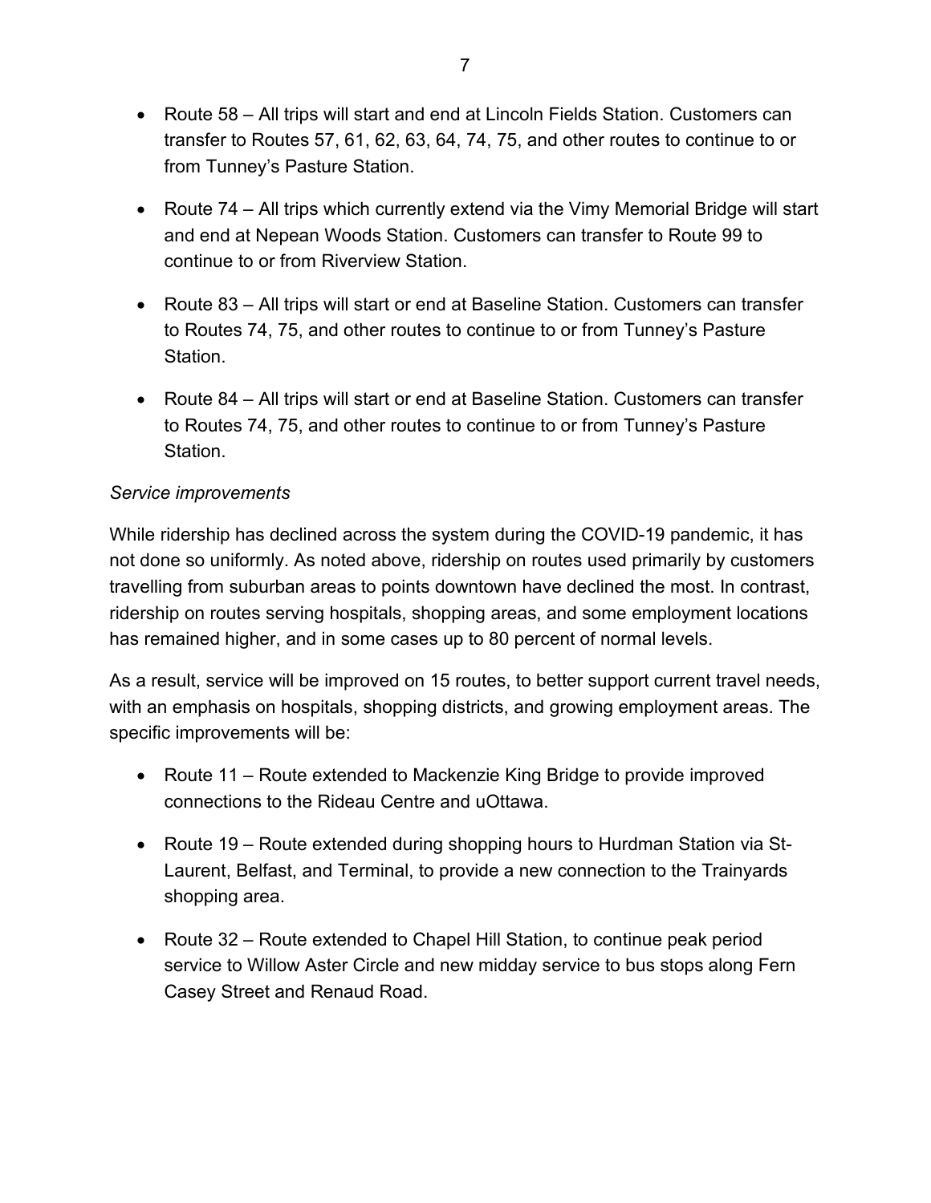- Route 58 – All trips will start and end at Lincoln Fields Station. Customers can transfer to Routes 57, 61, 62, 63, 64, 74, 75, and other routes to continue to or from Tunney's Pasture Station.

- Route 74 – All trips which currently extend via the Vimy Memorial Bridge will start and end at Nepean Woods Station. Customers can transfer to Route 99 to continue to or from Riverview Station.

- Route 83 – All trips will start or end at Baseline Station. Customers can transfer to Routes 74, 75, and other routes to continue to or from Tunney's Pasture Station.

- Route 84 – All trips will start or end at Baseline Station. Customers can transfer to Routes 74, 75, and other routes to continue to or from Tunney's Pasture Station.

*Service improvements*

While ridership has declined across the system during the COVID-19 pandemic, it has not done so uniformly. As noted above, ridership on routes used primarily by customers travelling from suburban areas to points downtown have declined the most. In contrast, ridership on routes serving hospitals, shopping areas, and some employment locations has remained higher, and in some cases up to 80 percent of normal levels.

As a result, service will be improved on 15 routes, to better support current travel needs, with an emphasis on hospitals, shopping districts, and growing employment areas. The specific improvements will be:

- Route 11 – Route extended to Mackenzie King Bridge to provide improved connections to the Rideau Centre and uOttawa.

- Route 19 – Route extended during shopping hours to Hurdman Station via St-Laurent, Belfast, and Terminal, to provide a new connection to the Trainyards shopping area.

- Route 32 – Route extended to Chapel Hill Station, to continue peak period service to Willow Aster Circle and new midday service to bus stops along Fern Casey Street and Renaud Road.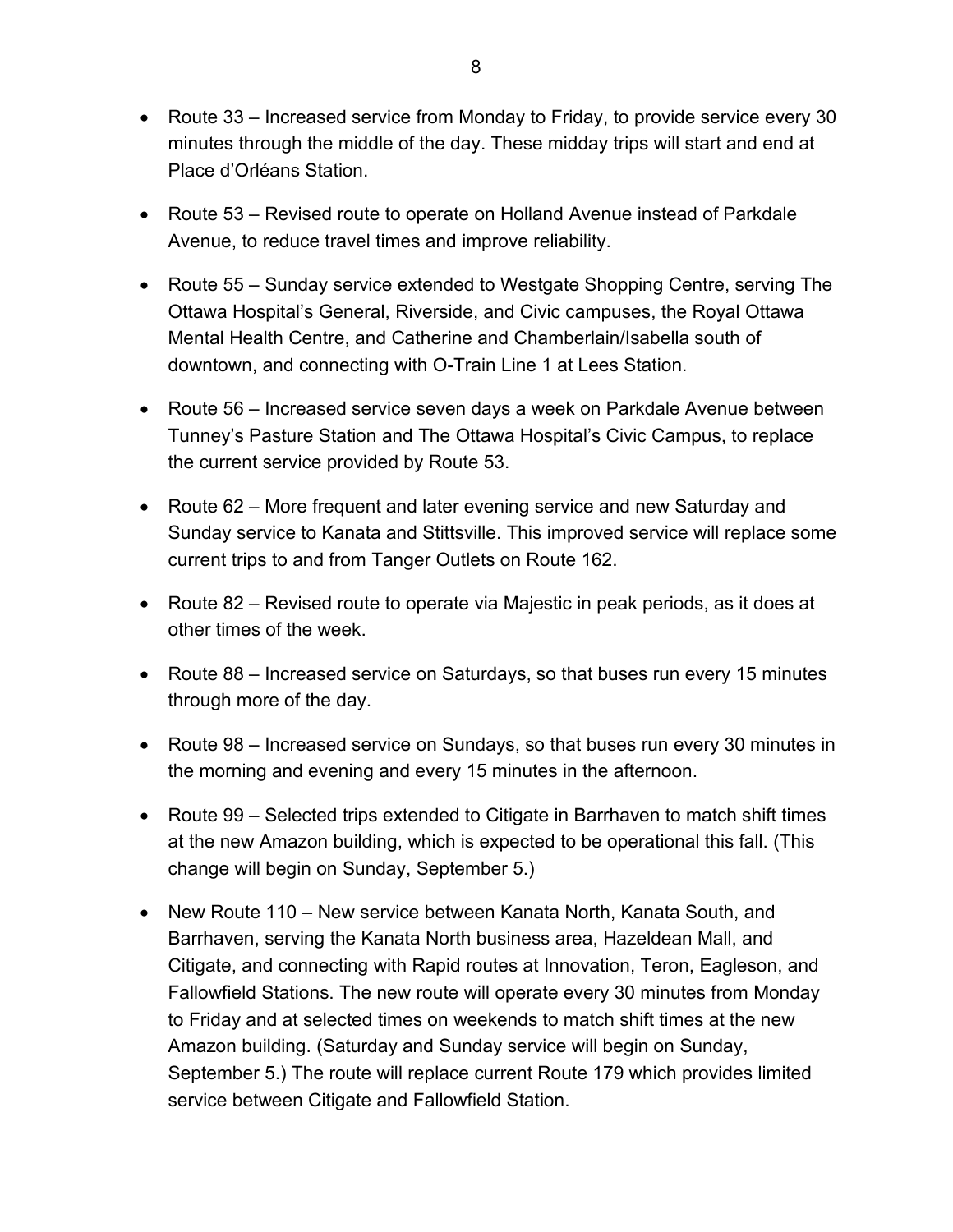- Route 33 – Increased service from Monday to Friday, to provide service every 30 minutes through the middle of the day. These midday trips will start and end at Place d'Orléans Station.
- Route 53 – Revised route to operate on Holland Avenue instead of Parkdale Avenue, to reduce travel times and improve reliability.
- Route 55 – Sunday service extended to Westgate Shopping Centre, serving The Ottawa Hospital's General, Riverside, and Civic campuses, the Royal Ottawa Mental Health Centre, and Catherine and Chamberlain/Isabella south of downtown, and connecting with O-Train Line 1 at Lees Station.
- Route 56 – Increased service seven days a week on Parkdale Avenue between Tunney's Pasture Station and The Ottawa Hospital's Civic Campus, to replace the current service provided by Route 53.
- Route 62 – More frequent and later evening service and new Saturday and Sunday service to Kanata and Stittsville. This improved service will replace some current trips to and from Tanger Outlets on Route 162.
- Route 82 – Revised route to operate via Majestic in peak periods, as it does at other times of the week.
- Route 88 – Increased service on Saturdays, so that buses run every 15 minutes through more of the day.
- Route 98 – Increased service on Sundays, so that buses run every 30 minutes in the morning and evening and every 15 minutes in the afternoon.
- Route 99 – Selected trips extended to Citigate in Barrhaven to match shift times at the new Amazon building, which is expected to be operational this fall. (This change will begin on Sunday, September 5.)
- New Route 110 – New service between Kanata North, Kanata South, and Barrhaven, serving the Kanata North business area, Hazeldean Mall, and Citigate, and connecting with Rapid routes at Innovation, Teron, Eagleson, and Fallowfield Stations. The new route will operate every 30 minutes from Monday to Friday and at selected times on weekends to match shift times at the new Amazon building. (Saturday and Sunday service will begin on Sunday, September 5.) The route will replace current Route 179 which provides limited service between Citigate and Fallowfield Station.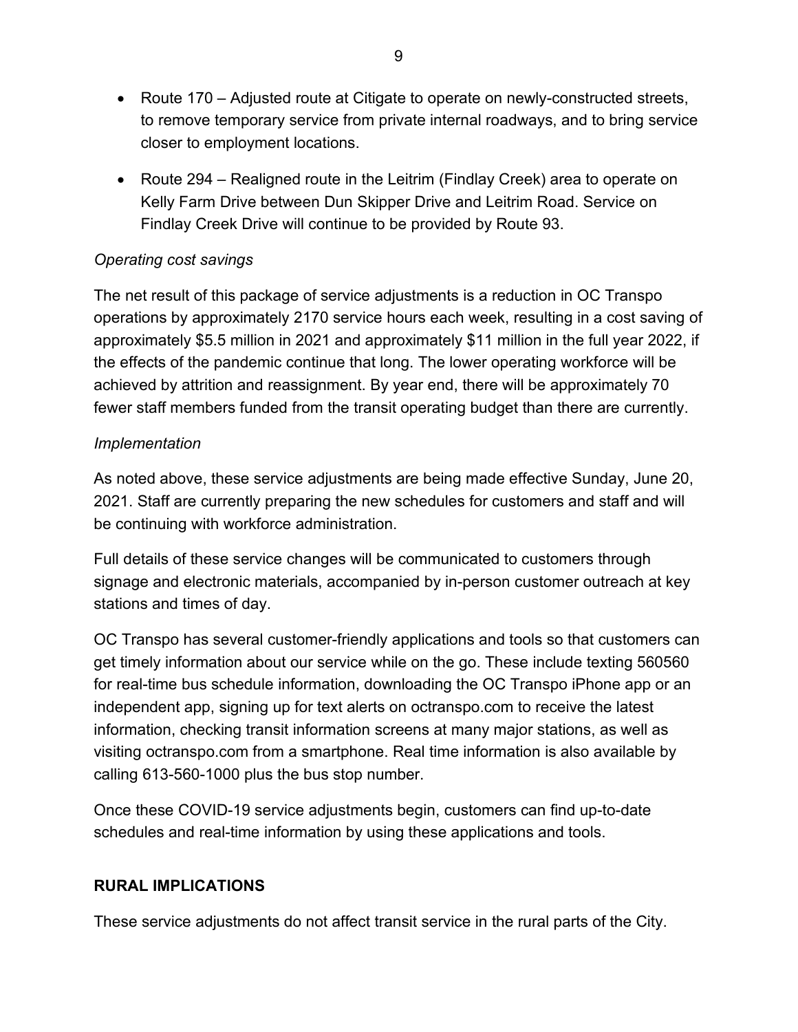- Route 170 – Adjusted route at Citigate to operate on newly-constructed streets, to remove temporary service from private internal roadways, and to bring service closer to employment locations.
- Route 294 – Realigned route in the Leitrim (Findlay Creek) area to operate on Kelly Farm Drive between Dun Skipper Drive and Leitrim Road. Service on Findlay Creek Drive will continue to be provided by Route 93.

*Operating cost savings*

The net result of this package of service adjustments is a reduction in OC Transpo operations by approximately 2170 service hours each week, resulting in a cost saving of approximately $5.5 million in 2021 and approximately $11 million in the full year 2022, if the effects of the pandemic continue that long. The lower operating workforce will be achieved by attrition and reassignment. By year end, there will be approximately 70 fewer staff members funded from the transit operating budget than there are currently.

*Implementation*

As noted above, these service adjustments are being made effective Sunday, June 20, 2021. Staff are currently preparing the new schedules for customers and staff and will be continuing with workforce administration.

Full details of these service changes will be communicated to customers through signage and electronic materials, accompanied by in-person customer outreach at key stations and times of day.

OC Transpo has several customer-friendly applications and tools so that customers can get timely information about our service while on the go. These include texting 560560 for real-time bus schedule information, downloading the OC Transpo iPhone app or an independent app, signing up for text alerts on octranspo.com to receive the latest information, checking transit information screens at many major stations, as well as visiting octranspo.com from a smartphone. Real time information is also available by calling 613-560-1000 plus the bus stop number.

Once these COVID-19 service adjustments begin, customers can find up-to-date schedules and real-time information by using these applications and tools.

## RURAL IMPLICATIONS

These service adjustments do not affect transit service in the rural parts of the City.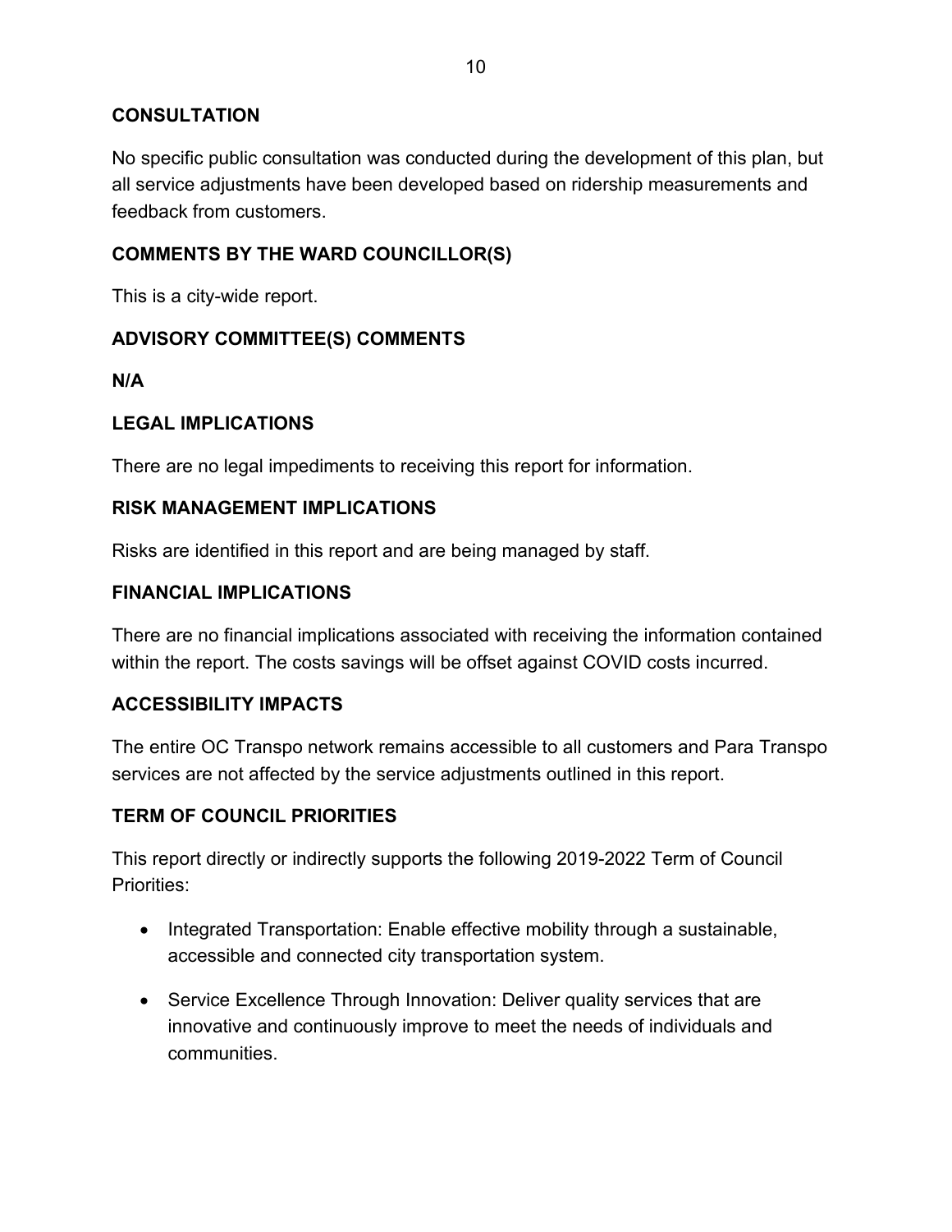## CONSULTATION

No specific public consultation was conducted during the development of this plan, but all service adjustments have been developed based on ridership measurements and feedback from customers.

## COMMENTS BY THE WARD COUNCILLOR(S)

This is a city-wide report.

## ADVISORY COMMITTEE(S) COMMENTS

**N/A**

## LEGAL IMPLICATIONS

There are no legal impediments to receiving this report for information.

## RISK MANAGEMENT IMPLICATIONS

Risks are identified in this report and are being managed by staff.

## FINANCIAL IMPLICATIONS

There are no financial implications associated with receiving the information contained within the report. The costs savings will be offset against COVID costs incurred.

## ACCESSIBILITY IMPACTS

The entire OC Transpo network remains accessible to all customers and Para Transpo services are not affected by the service adjustments outlined in this report.

## TERM OF COUNCIL PRIORITIES

This report directly or indirectly supports the following 2019-2022 Term of Council Priorities:

- Integrated Transportation: Enable effective mobility through a sustainable, accessible and connected city transportation system.
- Service Excellence Through Innovation: Deliver quality services that are innovative and continuously improve to meet the needs of individuals and communities.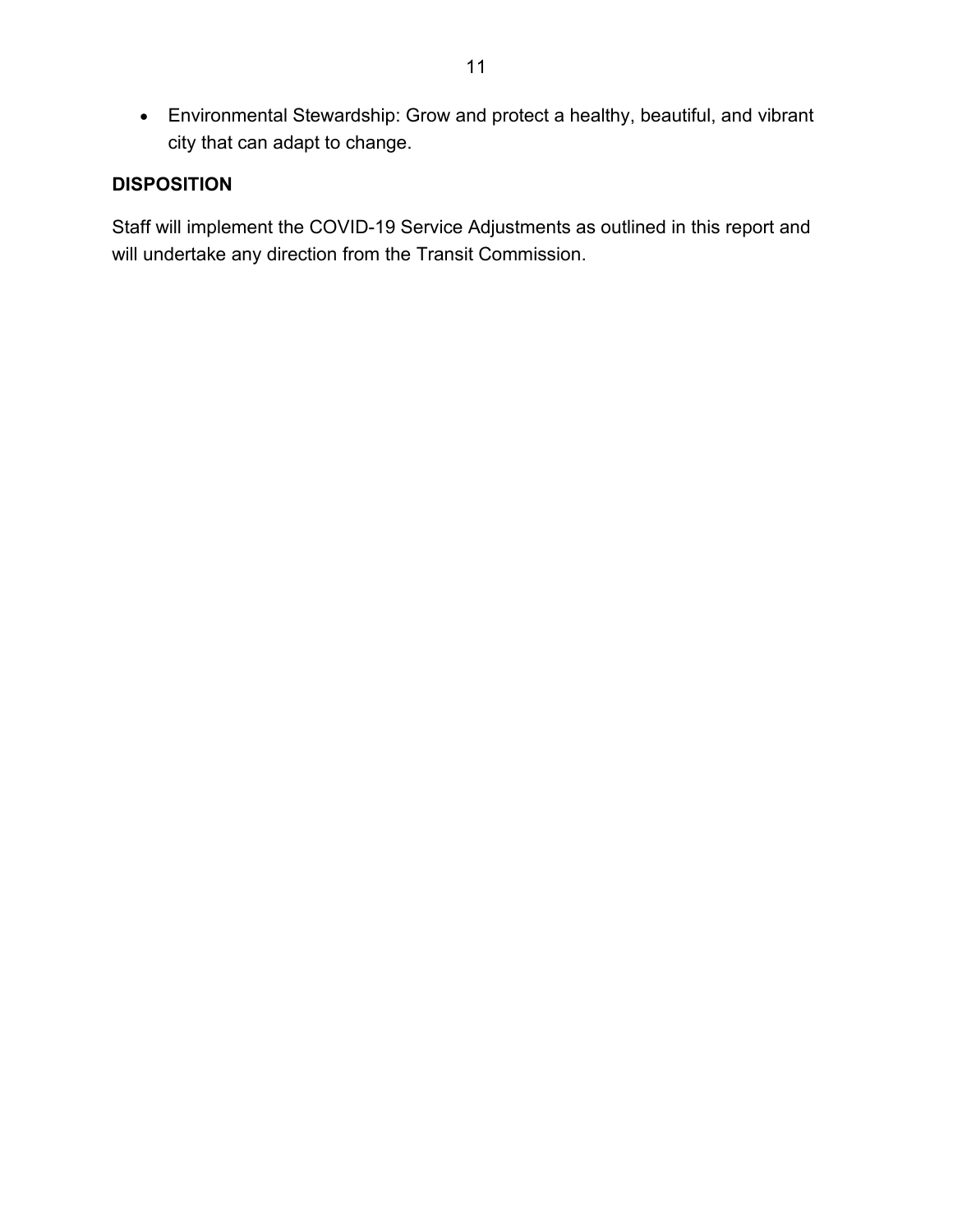- Environmental Stewardship: Grow and protect a healthy, beautiful, and vibrant city that can adapt to change.

**DISPOSITION**

Staff will implement the COVID-19 Service Adjustments as outlined in this report and will undertake any direction from the Transit Commission.